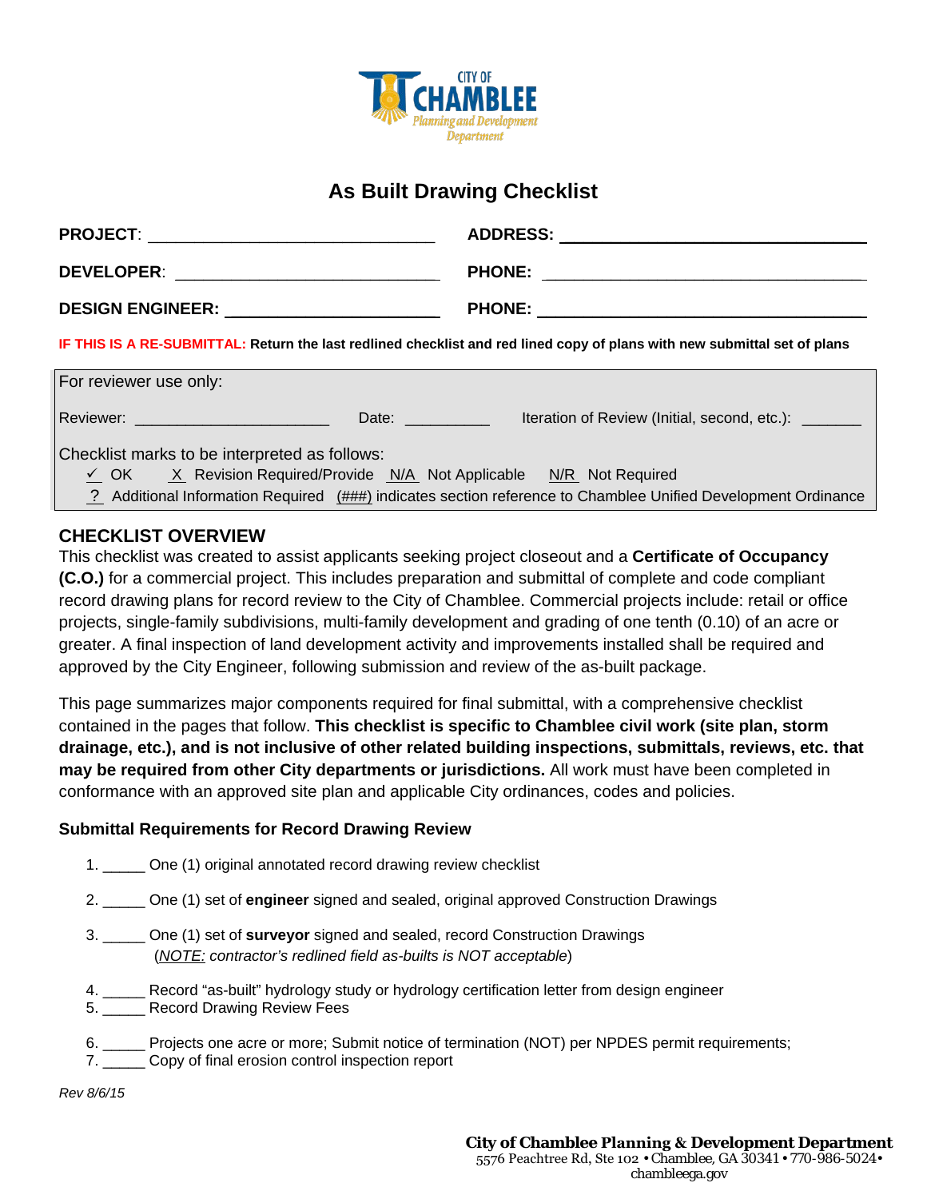CITY OF CHAMBLEE
Planning and Development Department

# As Built Drawing Checklist

**PROJECT**: ______________________________ **ADDRESS:** ______________________________

**DEVELOPER**: ______________________________ **PHONE:** ______________________________

**DESIGN ENGINEER:** ______________________ **PHONE:** ______________________________

**IF THIS IS A RE-SUBMITTAL: Return the last redlined checklist and red lined copy of plans with new submittal set of plans**

For reviewer use only:

Reviewer: ______________________ Date: __________ Iteration of Review (Initial, second, etc.): _______

Checklist marks to be interpreted as follows:

✓ OK   X Revision Required/Provide   N/A Not Applicable   N/R Not Required

? Additional Information Required   (###) indicates section reference to Chamblee Unified Development Ordinance

## CHECKLIST OVERVIEW

This checklist was created to assist applicants seeking project closeout and a **Certificate of Occupancy (C.O.)** for a commercial project. This includes preparation and submittal of complete and code compliant record drawing plans for record review to the City of Chamblee. Commercial projects include: retail or office projects, single-family subdivisions, multi-family development and grading of one tenth (0.10) of an acre or greater. A final inspection of land development activity and improvements installed shall be required and approved by the City Engineer, following submission and review of the as-built package.

This page summarizes major components required for final submittal, with a comprehensive checklist contained in the pages that follow. **This checklist is specific to Chamblee civil work (site plan, storm drainage, etc.), and is not inclusive of other related building inspections, submittals, reviews, etc. that may be required from other City departments or jurisdictions.** All work must have been completed in conformance with an approved site plan and applicable City ordinances, codes and policies.

### Submittal Requirements for Record Drawing Review

1. _____ One (1) original annotated record drawing review checklist
2. _____ One (1) set of **engineer** signed and sealed, original approved Construction Drawings
3. _____ One (1) set of **surveyor** signed and sealed, record Construction Drawings
   (*NOTE: contractor's redlined field as-builts is NOT acceptable*)
4. _____ Record "as-built" hydrology study or hydrology certification letter from design engineer
5. _____ Record Drawing Review Fees
6. _____ Projects one acre or more; Submit notice of termination (NOT) per NPDES permit requirements;
7. _____ Copy of final erosion control inspection report

*Rev 8/6/15*

**City of Chamblee Planning & Development Department**
5576 Peachtree Rd, Ste 102 • Chamblee, GA 30341 • 770-986-5024 • chambleega.gov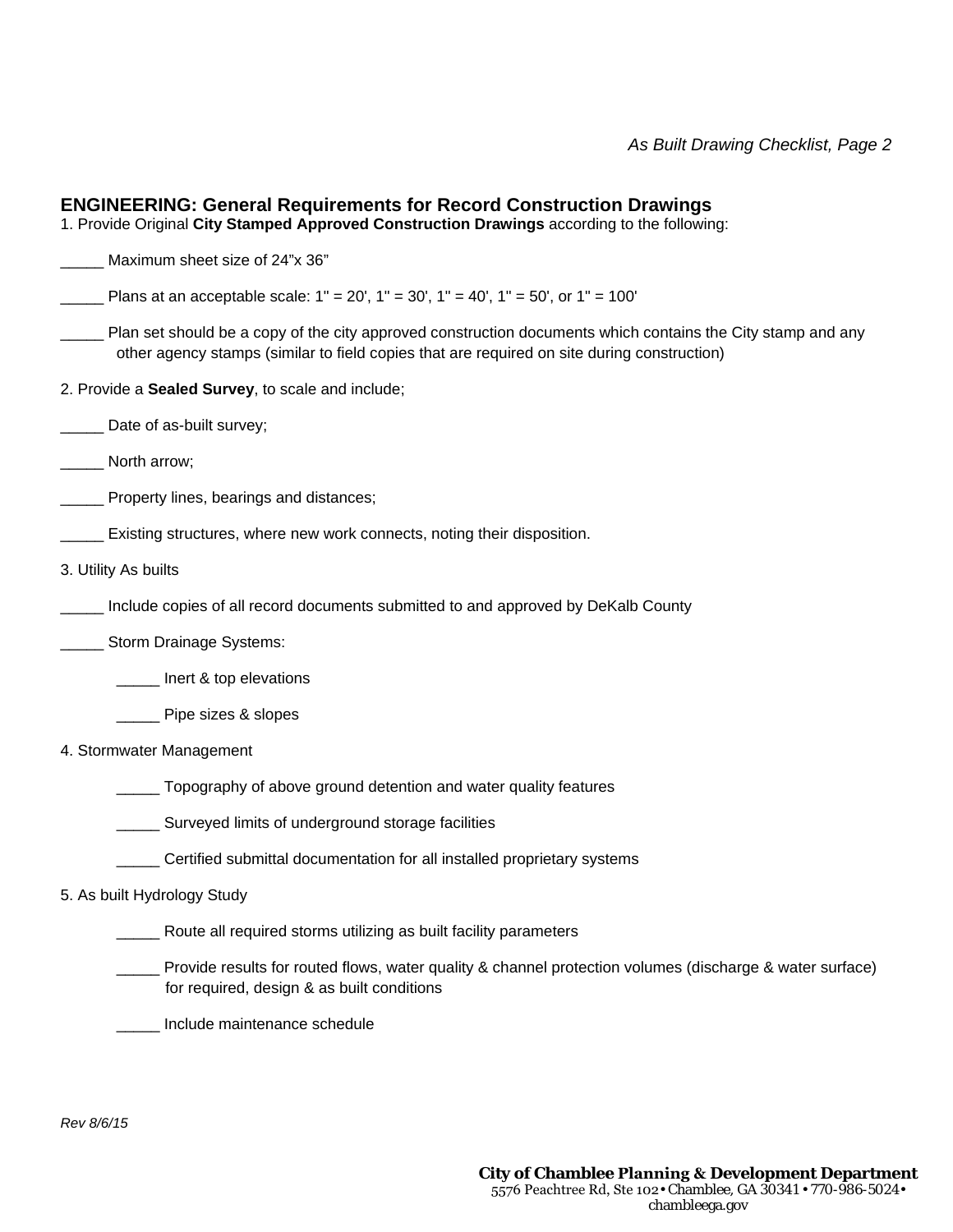## ENGINEERING: General Requirements for Record Construction Drawings

1. Provide Original **City Stamped Approved Construction Drawings** according to the following:

_____ Maximum sheet size of 24"x 36"

_____ Plans at an acceptable scale: 1" = 20', 1" = 30', 1" = 40', 1" = 50', or 1" = 100'

_____ Plan set should be a copy of the city approved construction documents which contains the City stamp and any other agency stamps (similar to field copies that are required on site during construction)

2. Provide a **Sealed Survey**, to scale and include;

_____ Date of as-built survey;

_____ North arrow;

_____ Property lines, bearings and distances;

_____ Existing structures, where new work connects, noting their disposition.

3. Utility As builts

_____ Include copies of all record documents submitted to and approved by DeKalb County

_____ Storm Drainage Systems:

- _____ Inert & top elevations
- _____ Pipe sizes & slopes

4. Stormwater Management

- _____ Topography of above ground detention and water quality features
- _____ Surveyed limits of underground storage facilities
- _____ Certified submittal documentation for all installed proprietary systems

5. As built Hydrology Study

- _____ Route all required storms utilizing as built facility parameters
- _____ Provide results for routed flows, water quality & channel protection volumes (discharge & water surface) for required, design & as built conditions
- _____ Include maintenance schedule

*Rev 8/6/15*

**City of Chamblee Planning & Development Department**
5576 Peachtree Rd, Ste 102 • Chamblee, GA 30341 • 770-986-5024 • chambleega.gov